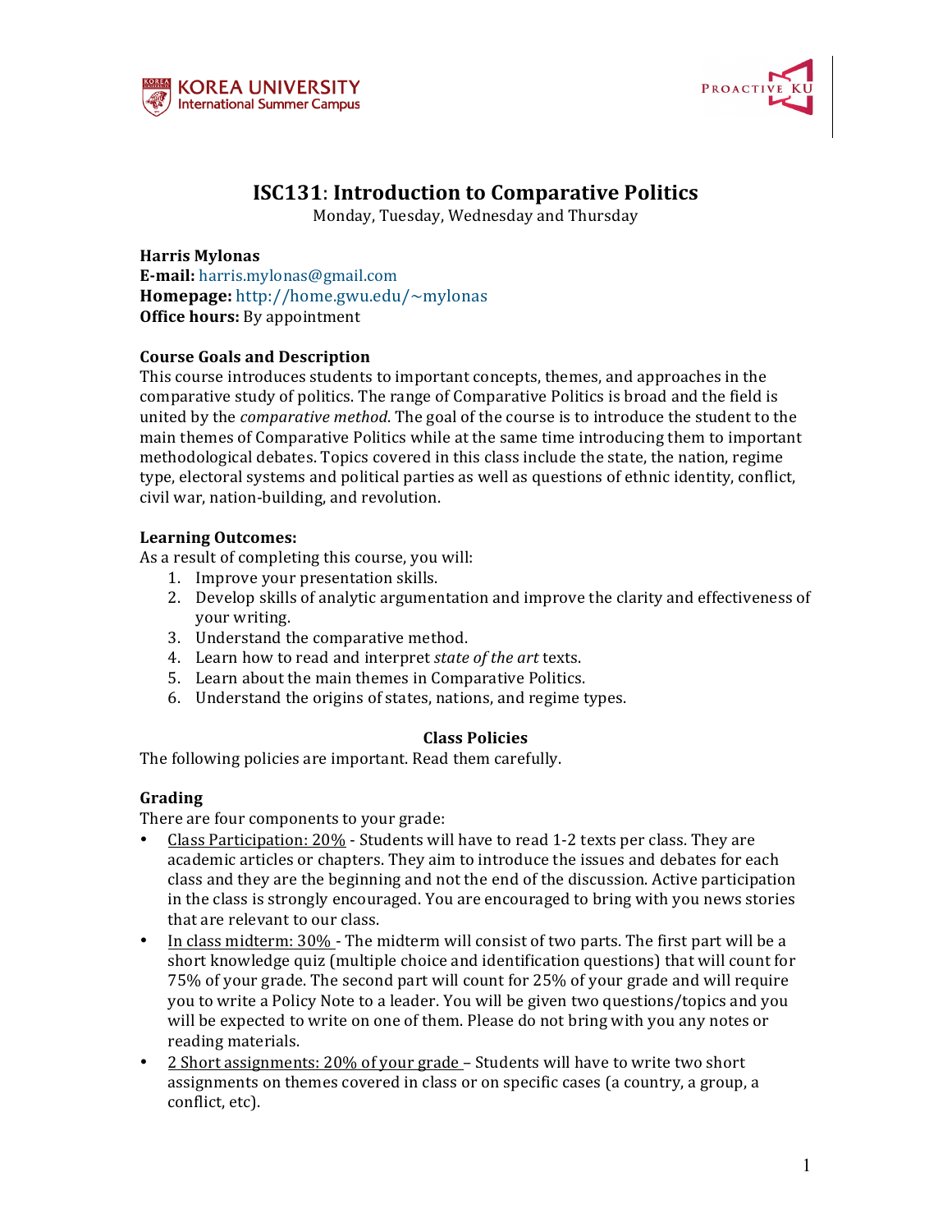# ISC131: Introduction to Comparative Politics

Monday, Tuesday, Wednesday and Thursday

**Harris Mylonas**
**E-mail:** harris.mylonas@gmail.com
**Homepage:** http://home.gwu.edu/~mylonas
**Office hours:** By appointment

### Course Goals and Description

This course introduces students to important concepts, themes, and approaches in the comparative study of politics. The range of Comparative Politics is broad and the field is united by the *comparative method*. The goal of the course is to introduce the student to the main themes of Comparative Politics while at the same time introducing them to important methodological debates. Topics covered in this class include the state, the nation, regime type, electoral systems and political parties as well as questions of ethnic identity, conflict, civil war, nation-building, and revolution.

### Learning Outcomes:

As a result of completing this course, you will:

1. Improve your presentation skills.
2. Develop skills of analytic argumentation and improve the clarity and effectiveness of your writing.
3. Understand the comparative method.
4. Learn how to read and interpret *state of the art* texts.
5. Learn about the main themes in Comparative Politics.
6. Understand the origins of states, nations, and regime types.

## Class Policies

The following policies are important. Read them carefully.

### Grading

There are four components to your grade:

- Class Participation: 20% - Students will have to read 1-2 texts per class. They are academic articles or chapters. They aim to introduce the issues and debates for each class and they are the beginning and not the end of the discussion. Active participation in the class is strongly encouraged. You are encouraged to bring with you news stories that are relevant to our class.
- In class midterm: 30% - The midterm will consist of two parts. The first part will be a short knowledge quiz (multiple choice and identification questions) that will count for 75% of your grade. The second part will count for 25% of your grade and will require you to write a Policy Note to a leader. You will be given two questions/topics and you will be expected to write on one of them. Please do not bring with you any notes or reading materials.
- 2 Short assignments: 20% of your grade – Students will have to write two short assignments on themes covered in class or on specific cases (a country, a group, a conflict, etc).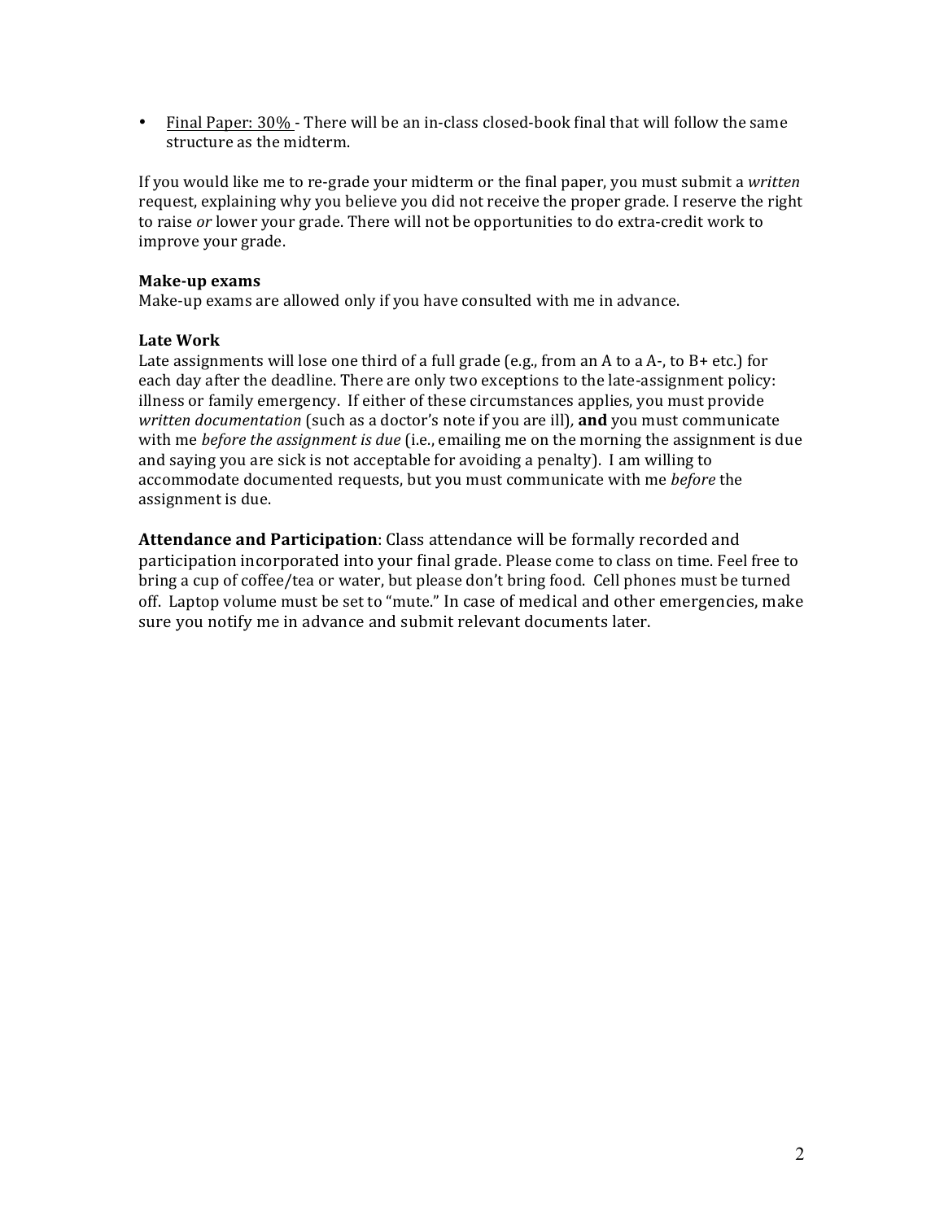- Final Paper: 30% - There will be an in-class closed-book final that will follow the same structure as the midterm.

If you would like me to re-grade your midterm or the final paper, you must submit a *written* request, explaining why you believe you did not receive the proper grade. I reserve the right to raise *or* lower your grade. There will not be opportunities to do extra-credit work to improve your grade.

**Make-up exams**
Make-up exams are allowed only if you have consulted with me in advance.

**Late Work**
Late assignments will lose one third of a full grade (e.g., from an A to a A-, to B+ etc.) for each day after the deadline. There are only two exceptions to the late-assignment policy: illness or family emergency. If either of these circumstances applies, you must provide *written documentation* (such as a doctor's note if you are ill), **and** you must communicate with me *before the assignment is due* (i.e., emailing me on the morning the assignment is due and saying you are sick is not acceptable for avoiding a penalty). I am willing to accommodate documented requests, but you must communicate with me *before* the assignment is due.

**Attendance and Participation**: Class attendance will be formally recorded and participation incorporated into your final grade. Please come to class on time. Feel free to bring a cup of coffee/tea or water, but please don't bring food. Cell phones must be turned off. Laptop volume must be set to "mute." In case of medical and other emergencies, make sure you notify me in advance and submit relevant documents later.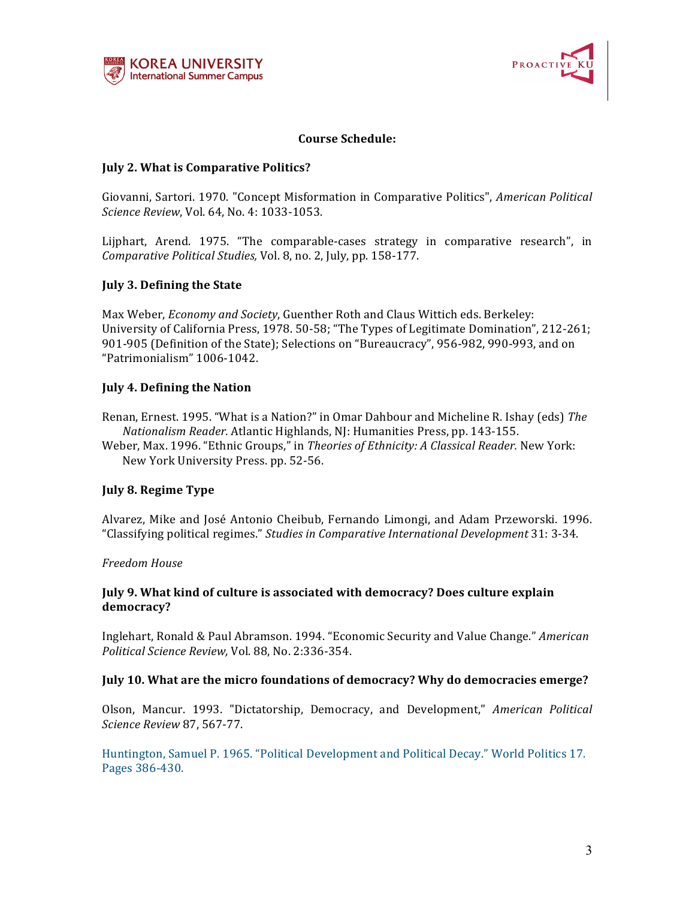**Course Schedule:**

**July 2. What is Comparative Politics?**

Giovanni, Sartori. 1970. "Concept Misformation in Comparative Politics", *American Political Science Review*, Vol. 64, No. 4: 1033-1053.

Lijphart, Arend. 1975. "The comparable-cases strategy in comparative research", in *Comparative Political Studies,* Vol. 8, no. 2, July, pp. 158-177.

**July 3. Defining the State**

Max Weber, *Economy and Society*, Guenther Roth and Claus Wittich eds. Berkeley: University of California Press, 1978. 50-58; "The Types of Legitimate Domination", 212-261; 901-905 (Definition of the State); Selections on "Bureaucracy", 956-982, 990-993, and on "Patrimonialism" 1006-1042.

**July 4. Defining the Nation**

Renan, Ernest. 1995. "What is a Nation?" in Omar Dahbour and Micheline R. Ishay (eds) *The Nationalism Reader.* Atlantic Highlands, NJ: Humanities Press, pp. 143-155.
Weber, Max. 1996. "Ethnic Groups," in *Theories of Ethnicity: A Classical Reader.* New York: New York University Press. pp. 52-56.

**July 8. Regime Type**

Alvarez, Mike and José Antonio Cheibub, Fernando Limongi, and Adam Przeworski. 1996. "Classifying political regimes." *Studies in Comparative International Development* 31: 3-34.

*Freedom House*

**July 9. What kind of culture is associated with democracy? Does culture explain democracy?**

Inglehart, Ronald & Paul Abramson. 1994. "Economic Security and Value Change." *American Political Science Review,* Vol. 88, No. 2:336-354.

**July 10. What are the micro foundations of democracy? Why do democracies emerge?**

Olson, Mancur. 1993. "Dictatorship, Democracy, and Development," *American Political Science Review* 87, 567-77.

Huntington, Samuel P. 1965. "Political Development and Political Decay." World Politics 17. Pages 386-430.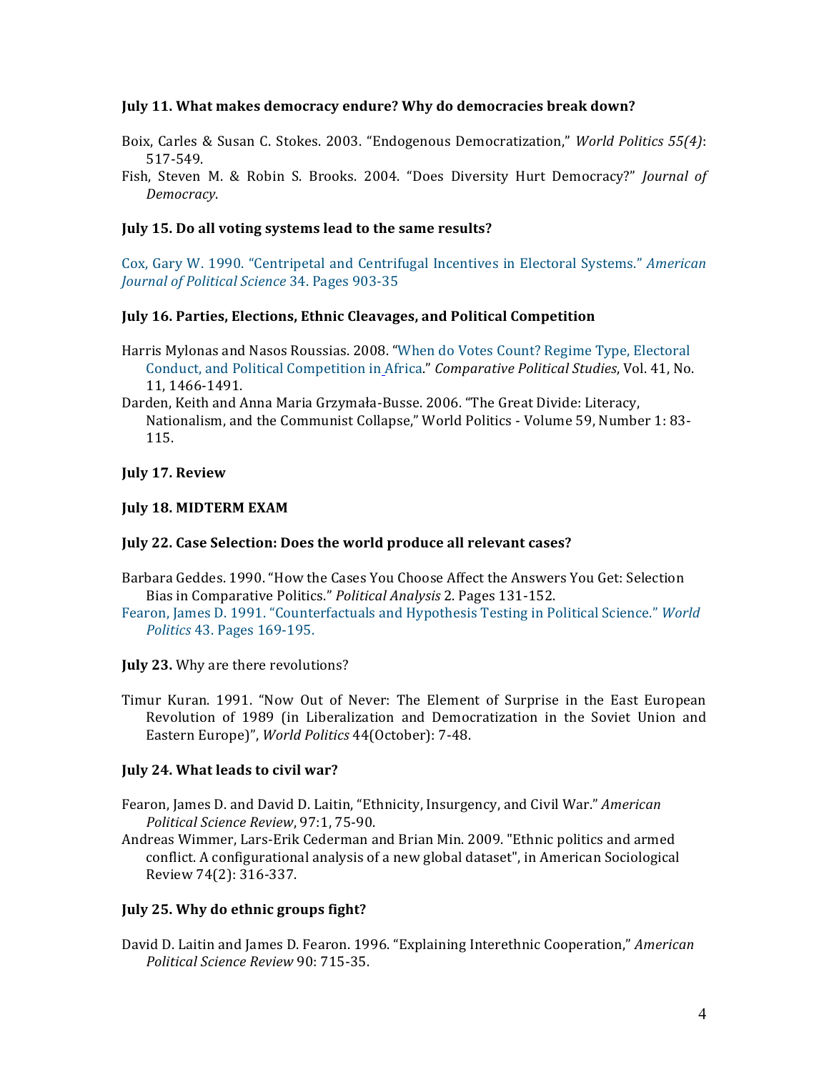**July 11. What makes democracy endure? Why do democracies break down?**

Boix, Carles & Susan C. Stokes. 2003. "Endogenous Democratization," *World Politics 55(4)*: 517-549.

Fish, Steven M. & Robin S. Brooks. 2004. "Does Diversity Hurt Democracy?" *Journal of Democracy*.

**July 15. Do all voting systems lead to the same results?**

Cox, Gary W. 1990. "Centripetal and Centrifugal Incentives in Electoral Systems." *American Journal of Political Science* 34. Pages 903-35

**July 16. Parties, Elections, Ethnic Cleavages, and Political Competition**

Harris Mylonas and Nasos Roussias. 2008. "When do Votes Count? Regime Type, Electoral Conduct, and Political Competition in Africa." *Comparative Political Studies*, Vol. 41, No. 11, 1466-1491.

Darden, Keith and Anna Maria Grzymała-Busse. 2006. "The Great Divide: Literacy, Nationalism, and the Communist Collapse," World Politics - Volume 59, Number 1: 83-115.

**July 17. Review**

**July 18. MIDTERM EXAM**

**July 22. Case Selection: Does the world produce all relevant cases?**

Barbara Geddes. 1990. "How the Cases You Choose Affect the Answers You Get: Selection Bias in Comparative Politics." *Political Analysis* 2. Pages 131-152.

Fearon, James D. 1991. "Counterfactuals and Hypothesis Testing in Political Science." *World Politics* 43. Pages 169-195.

**July 23.** Why are there revolutions?

Timur Kuran. 1991. "Now Out of Never: The Element of Surprise in the East European Revolution of 1989 (in Liberalization and Democratization in the Soviet Union and Eastern Europe)", *World Politics* 44(October): 7-48.

**July 24. What leads to civil war?**

Fearon, James D. and David D. Laitin, "Ethnicity, Insurgency, and Civil War." *American Political Science Review*, 97:1, 75-90.

Andreas Wimmer, Lars-Erik Cederman and Brian Min. 2009. "Ethnic politics and armed conflict. A configurational analysis of a new global dataset", in American Sociological Review 74(2): 316-337.

**July 25. Why do ethnic groups fight?**

David D. Laitin and James D. Fearon. 1996. "Explaining Interethnic Cooperation," *American Political Science Review* 90: 715-35.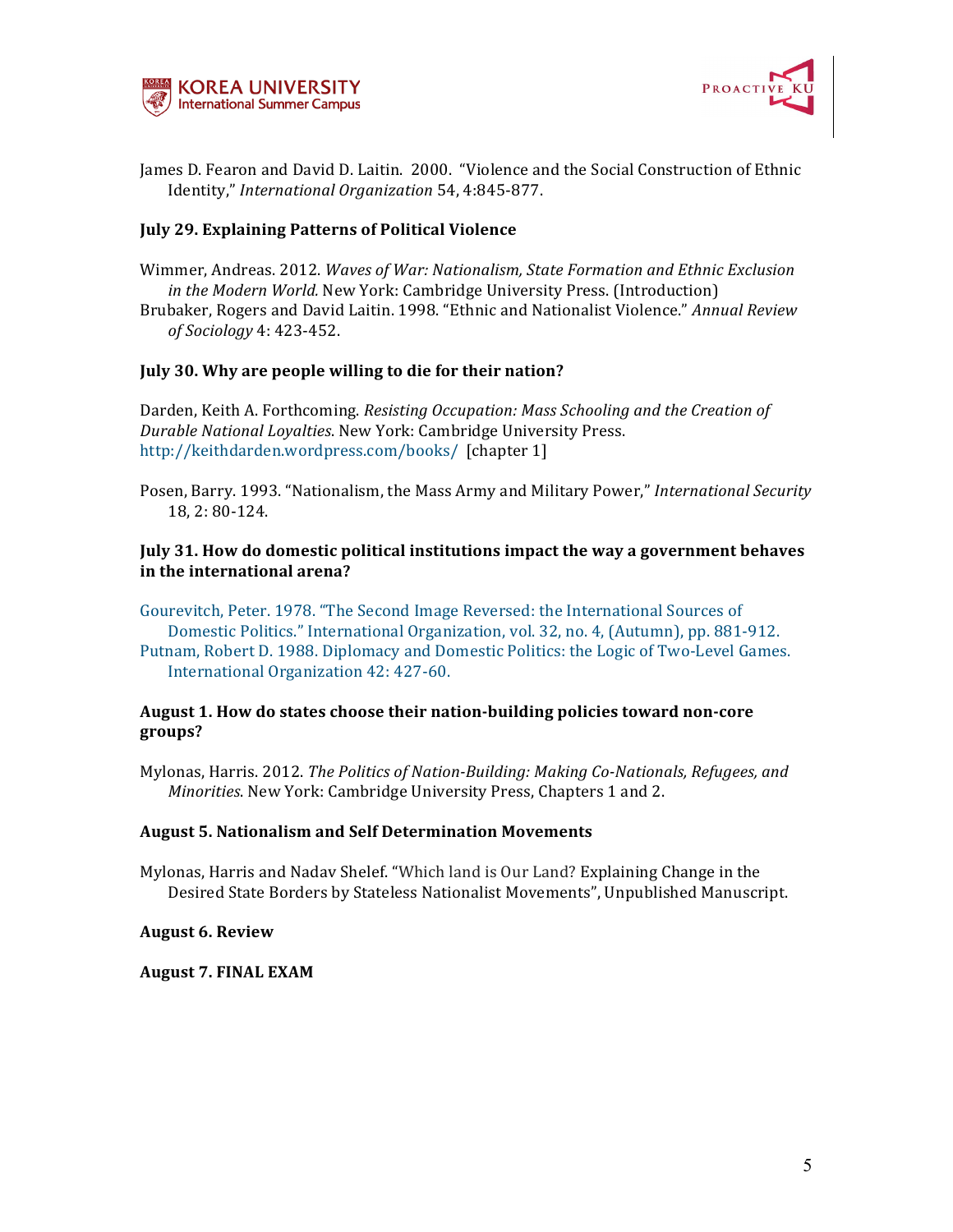James D. Fearon and David D. Laitin. 2000. "Violence and the Social Construction of Ethnic Identity," *International Organization* 54, 4:845-877.

**July 29. Explaining Patterns of Political Violence**

Wimmer, Andreas. 2012. *Waves of War: Nationalism, State Formation and Ethnic Exclusion in the Modern World.* New York: Cambridge University Press. (Introduction)

Brubaker, Rogers and David Laitin. 1998. "Ethnic and Nationalist Violence." *Annual Review of Sociology* 4: 423-452.

**July 30. Why are people willing to die for their nation?**

Darden, Keith A. Forthcoming. *Resisting Occupation: Mass Schooling and the Creation of Durable National Loyalties*. New York: Cambridge University Press. http://keithdarden.wordpress.com/books/ [chapter 1]

Posen, Barry. 1993. "Nationalism, the Mass Army and Military Power," *International Security* 18, 2: 80-124.

**July 31. How do domestic political institutions impact the way a government behaves in the international arena?**

Gourevitch, Peter. 1978. "The Second Image Reversed: the International Sources of Domestic Politics." International Organization, vol. 32, no. 4, (Autumn), pp. 881-912.

Putnam, Robert D. 1988. Diplomacy and Domestic Politics: the Logic of Two-Level Games. International Organization 42: 427-60.

**August 1. How do states choose their nation-building policies toward non-core groups?**

Mylonas, Harris. 2012. *The Politics of Nation-Building: Making Co-Nationals, Refugees, and Minorities*. New York: Cambridge University Press, Chapters 1 and 2.

**August 5. Nationalism and Self Determination Movements**

Mylonas, Harris and Nadav Shelef. "Which land is Our Land? Explaining Change in the Desired State Borders by Stateless Nationalist Movements", Unpublished Manuscript.

**August 6. Review**

**August 7. FINAL EXAM**